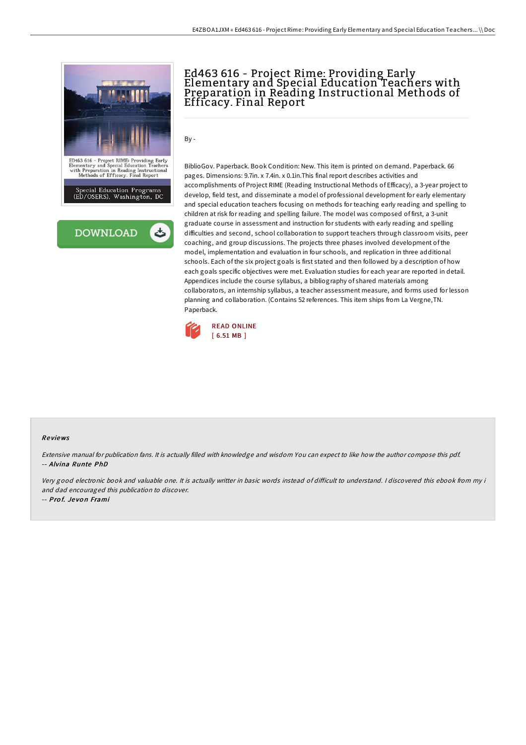# Ed463 616 - Project Rime: Providing Early Elementary and Special Education Teachers with Preparation in Reading Instructional Methods of Efficacy. Final Report

By -

BiblioGov. Paperback. Book Condition: New. This item is printed on demand. Paperback. 66 pages. Dimensions: 9.7in. x 7.4in. x 0.1in.This final report describes activities and accomplishments of Project RIME (Reading Instructional Methods of Efficacy), a 3-year project to develop, field test, and disseminate a model of professional development for early elementary and special education teachers focusing on methods for teaching early reading and spelling to children at risk for reading and spelling failure. The model was composed of first, a 3-unit graduate course in assessment and instruction for students with early reading and spelling difficulties and second, school collaboration to support teachers through classroom visits, peer coaching, and group discussions. The projects three phases involved development of the model, implementation and evaluation in four schools, and replication in three additional schools. Each of the six project goals is first stated and then followed by a description of how each goals specific objectives were met. Evaluation studies for each year are reported in detail. Appendices include the course syllabus, a bibliography of shared materials among collaborators, an internship syllabus, a teacher assessment measure, and forms used for lesson planning and collaboration. (Contains 52 references. This item ships from La Vergne,TN. Paperback.

READ ONLINE
[ 6.51 MB ]

## Reviews

*Extensive manual for publication fans. It is actually filled with knowledge and wisdom You can expect to like how the author compose this pdf.*
-- ***Alvina Runte PhD***

*Very good electronic book and valuable one. It is actually writter in basic words instead of difficult to understand. I discovered this ebook from my i and dad encouraged this publication to discover.*
-- ***Prof. Jevon Frami***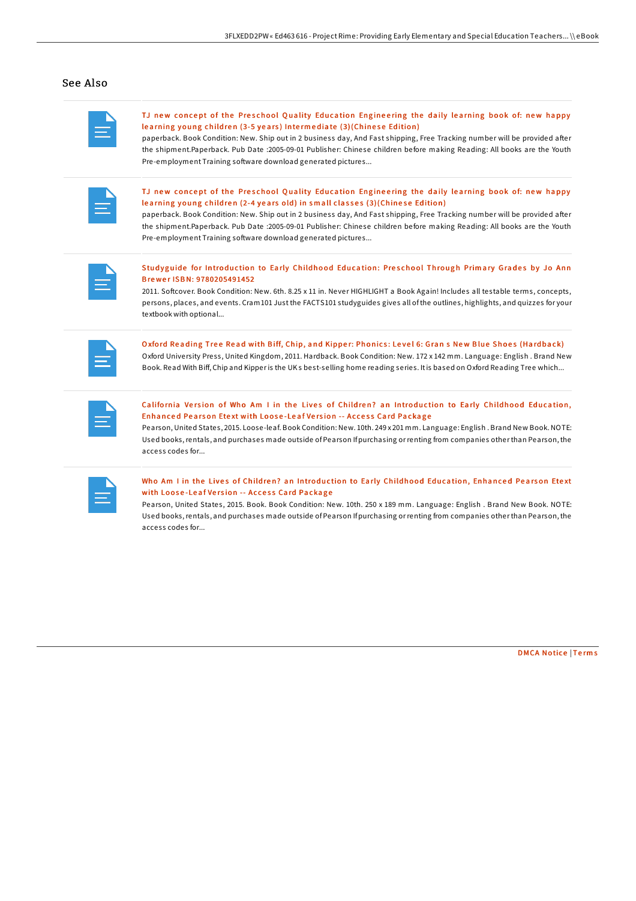## See Also

**TJ new concept of the Preschool Quality Education Engineering the daily learning book of: new happy learning young children (3-5 years) Intermediate (3)(Chinese Edition)**

paperback. Book Condition: New. Ship out in 2 business day, And Fast shipping, Free Tracking number will be provided after the shipment.Paperback. Pub Date :2005-09-01 Publisher: Chinese children before making Reading: All books are the Youth Pre-employment Training software download generated pictures...

**TJ new concept of the Preschool Quality Education Engineering the daily learning book of: new happy learning young children (2-4 years old) in small classes (3)(Chinese Edition)**

paperback. Book Condition: New. Ship out in 2 business day, And Fast shipping, Free Tracking number will be provided after the shipment.Paperback. Pub Date :2005-09-01 Publisher: Chinese children before making Reading: All books are the Youth Pre-employment Training software download generated pictures...

**Studyguide for Introduction to Early Childhood Education: Preschool Through Primary Grades by Jo Ann Brewer ISBN: 9780205491452**

2011. Softcover. Book Condition: New. 6th. 8.25 x 11 in. Never HIGHLIGHT a Book Again! Includes all testable terms, concepts, persons, places, and events. Cram101 Just the FACTS101 studyguides gives all of the outlines, highlights, and quizzes for your textbook with optional...

**Oxford Reading Tree Read with Biff, Chip, and Kipper: Phonics: Level 6: Gran s New Blue Shoes (Hardback)**

Oxford University Press, United Kingdom, 2011. Hardback. Book Condition: New. 172 x 142 mm. Language: English . Brand New Book. Read With Biff, Chip and Kipper is the UK s best-selling home reading series. It is based on Oxford Reading Tree which...

**California Version of Who Am I in the Lives of Children? an Introduction to Early Childhood Education, Enhanced Pearson Etext with Loose-Leaf Version -- Access Card Package**

Pearson, United States, 2015. Loose-leaf. Book Condition: New. 10th. 249 x 201 mm. Language: English . Brand New Book. NOTE: Used books, rentals, and purchases made outside of Pearson If purchasing or renting from companies other than Pearson, the access codes for...

**Who Am I in the Lives of Children? an Introduction to Early Childhood Education, Enhanced Pearson Etext with Loose-Leaf Version -- Access Card Package**

Pearson, United States, 2015. Book. Book Condition: New. 10th. 250 x 189 mm. Language: English . Brand New Book. NOTE: Used books, rentals, and purchases made outside of Pearson If purchasing or renting from companies other than Pearson, the access codes for...